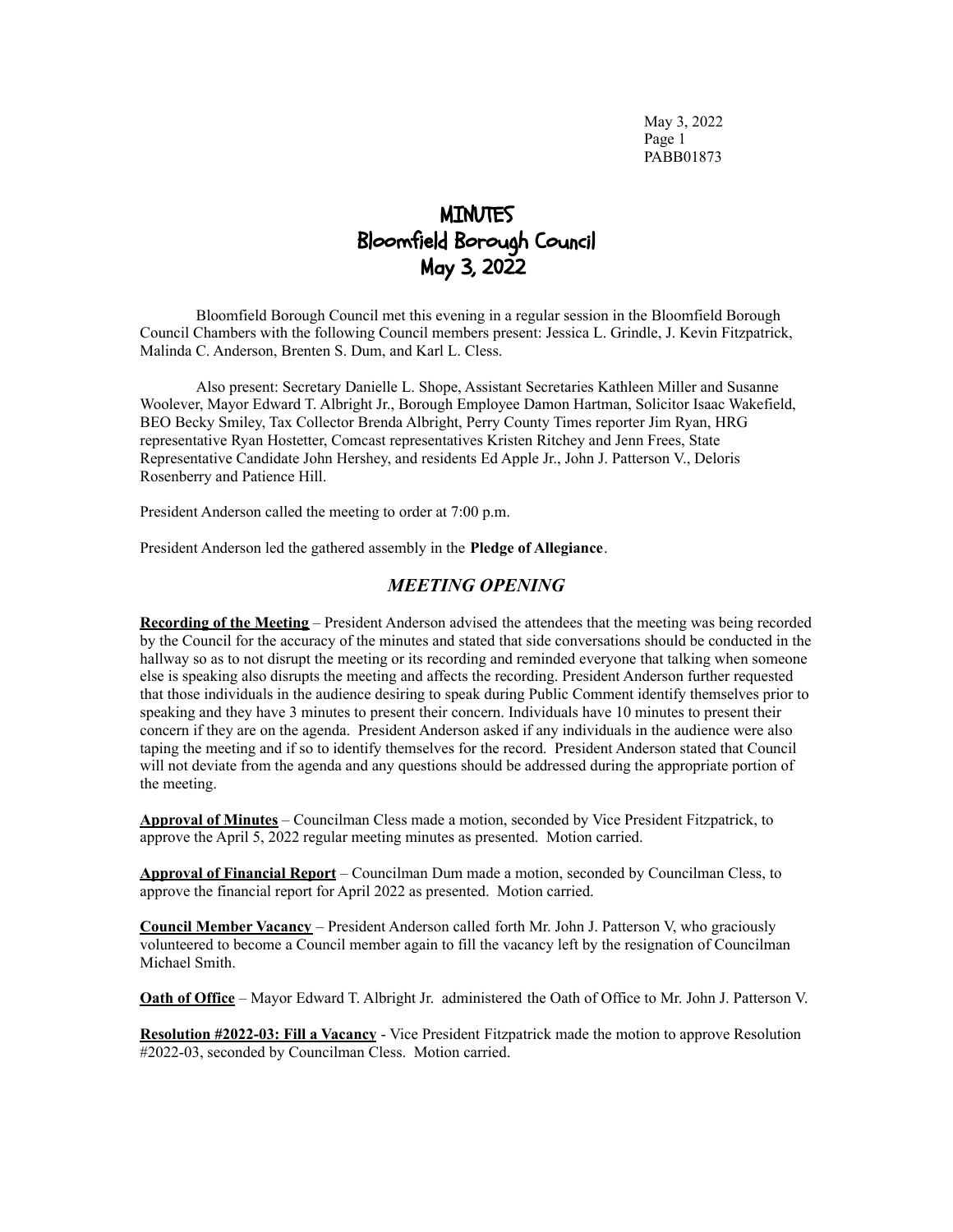# MINUTES
# Bloomfield Borough Council
# May 3, 2022

Bloomfield Borough Council met this evening in a regular session in the Bloomfield Borough Council Chambers with the following Council members present: Jessica L. Grindle, J. Kevin Fitzpatrick, Malinda C. Anderson, Brenten S. Dum, and Karl L. Cless.

Also present: Secretary Danielle L. Shope, Assistant Secretaries Kathleen Miller and Susanne Woolever, Mayor Edward T. Albright Jr., Borough Employee Damon Hartman, Solicitor Isaac Wakefield, BEO Becky Smiley, Tax Collector Brenda Albright, Perry County Times reporter Jim Ryan, HRG representative Ryan Hostetter, Comcast representatives Kristen Ritchey and Jenn Frees, State Representative Candidate John Hershey, and residents Ed Apple Jr., John J. Patterson V., Deloris Rosenberry and Patience Hill.

President Anderson called the meeting to order at 7:00 p.m.

President Anderson led the gathered assembly in the **Pledge of Allegiance**.

## *MEETING OPENING*

**Recording of the Meeting** – President Anderson advised the attendees that the meeting was being recorded by the Council for the accuracy of the minutes and stated that side conversations should be conducted in the hallway so as to not disrupt the meeting or its recording and reminded everyone that talking when someone else is speaking also disrupts the meeting and affects the recording. President Anderson further requested that those individuals in the audience desiring to speak during Public Comment identify themselves prior to speaking and they have 3 minutes to present their concern. Individuals have 10 minutes to present their concern if they are on the agenda. President Anderson asked if any individuals in the audience were also taping the meeting and if so to identify themselves for the record. President Anderson stated that Council will not deviate from the agenda and any questions should be addressed during the appropriate portion of the meeting.

**Approval of Minutes** – Councilman Cless made a motion, seconded by Vice President Fitzpatrick, to approve the April 5, 2022 regular meeting minutes as presented. Motion carried.

**Approval of Financial Report** – Councilman Dum made a motion, seconded by Councilman Cless, to approve the financial report for April 2022 as presented. Motion carried.

**Council Member Vacancy** – President Anderson called forth Mr. John J. Patterson V, who graciously volunteered to become a Council member again to fill the vacancy left by the resignation of Councilman Michael Smith.

**Oath of Office** – Mayor Edward T. Albright Jr. administered the Oath of Office to Mr. John J. Patterson V.

**Resolution #2022-03: Fill a Vacancy** - Vice President Fitzpatrick made the motion to approve Resolution #2022-03, seconded by Councilman Cless. Motion carried.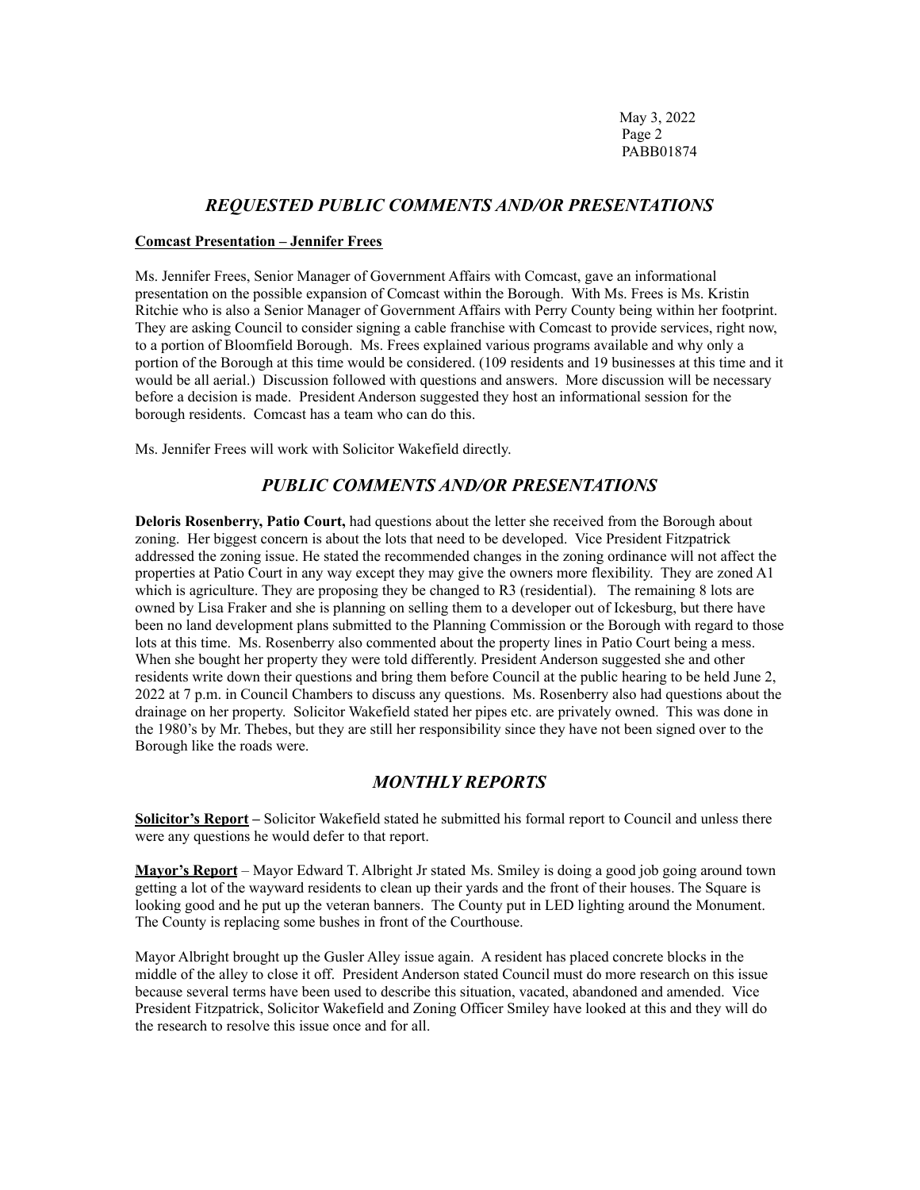## *REQUESTED PUBLIC COMMENTS AND/OR PRESENTATIONS*

**Comcast Presentation – Jennifer Frees**

Ms. Jennifer Frees, Senior Manager of Government Affairs with Comcast, gave an informational presentation on the possible expansion of Comcast within the Borough. With Ms. Frees is Ms. Kristin Ritchie who is also a Senior Manager of Government Affairs with Perry County being within her footprint. They are asking Council to consider signing a cable franchise with Comcast to provide services, right now, to a portion of Bloomfield Borough. Ms. Frees explained various programs available and why only a portion of the Borough at this time would be considered. (109 residents and 19 businesses at this time and it would be all aerial.) Discussion followed with questions and answers. More discussion will be necessary before a decision is made. President Anderson suggested they host an informational session for the borough residents. Comcast has a team who can do this.

Ms. Jennifer Frees will work with Solicitor Wakefield directly.

## *PUBLIC COMMENTS AND/OR PRESENTATIONS*

**Deloris Rosenberry, Patio Court,** had questions about the letter she received from the Borough about zoning. Her biggest concern is about the lots that need to be developed. Vice President Fitzpatrick addressed the zoning issue. He stated the recommended changes in the zoning ordinance will not affect the properties at Patio Court in any way except they may give the owners more flexibility. They are zoned A1 which is agriculture. They are proposing they be changed to R3 (residential). The remaining 8 lots are owned by Lisa Fraker and she is planning on selling them to a developer out of Ickesburg, but there have been no land development plans submitted to the Planning Commission or the Borough with regard to those lots at this time. Ms. Rosenberry also commented about the property lines in Patio Court being a mess. When she bought her property they were told differently. President Anderson suggested she and other residents write down their questions and bring them before Council at the public hearing to be held June 2, 2022 at 7 p.m. in Council Chambers to discuss any questions. Ms. Rosenberry also had questions about the drainage on her property. Solicitor Wakefield stated her pipes etc. are privately owned. This was done in the 1980's by Mr. Thebes, but they are still her responsibility since they have not been signed over to the Borough like the roads were.

## *MONTHLY REPORTS*

**Solicitor's Report –** Solicitor Wakefield stated he submitted his formal report to Council and unless there were any questions he would defer to that report.

**Mayor's Report** – Mayor Edward T. Albright Jr stated Ms. Smiley is doing a good job going around town getting a lot of the wayward residents to clean up their yards and the front of their houses. The Square is looking good and he put up the veteran banners. The County put in LED lighting around the Monument. The County is replacing some bushes in front of the Courthouse.

Mayor Albright brought up the Gusler Alley issue again. A resident has placed concrete blocks in the middle of the alley to close it off. President Anderson stated Council must do more research on this issue because several terms have been used to describe this situation, vacated, abandoned and amended. Vice President Fitzpatrick, Solicitor Wakefield and Zoning Officer Smiley have looked at this and they will do the research to resolve this issue once and for all.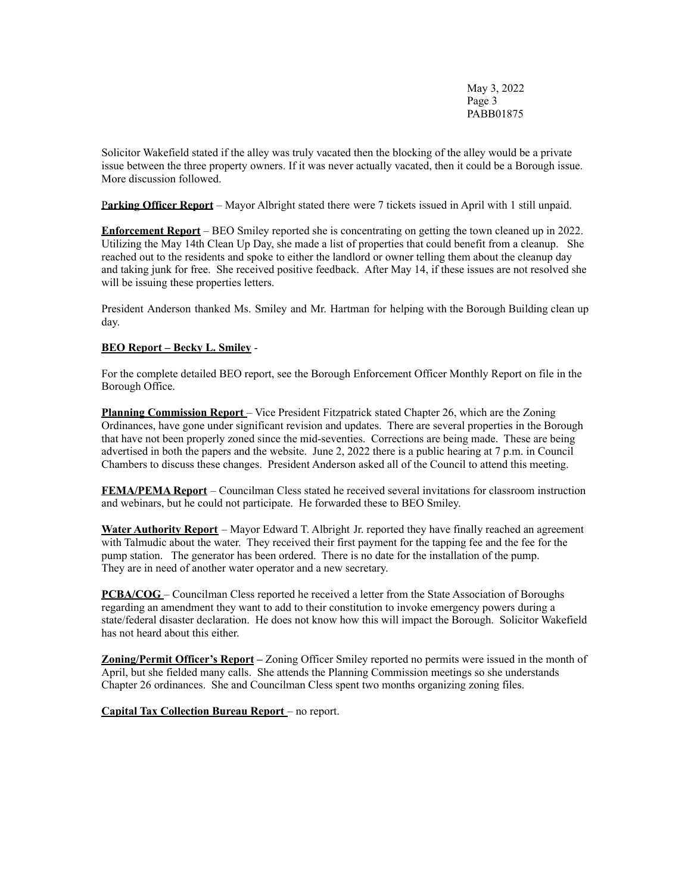Solicitor Wakefield stated if the alley was truly vacated then the blocking of the alley would be a private issue between the three property owners. If it was never actually vacated, then it could be a Borough issue. More discussion followed.

**Parking Officer Report** – Mayor Albright stated there were 7 tickets issued in April with 1 still unpaid.

**Enforcement Report** – BEO Smiley reported she is concentrating on getting the town cleaned up in 2022. Utilizing the May 14th Clean Up Day, she made a list of properties that could benefit from a cleanup. She reached out to the residents and spoke to either the landlord or owner telling them about the cleanup day and taking junk for free. She received positive feedback. After May 14, if these issues are not resolved she will be issuing these properties letters.

President Anderson thanked Ms. Smiley and Mr. Hartman for helping with the Borough Building clean up day.

**BEO Report – Becky L. Smiley** -

For the complete detailed BEO report, see the Borough Enforcement Officer Monthly Report on file in the Borough Office.

**Planning Commission Report** – Vice President Fitzpatrick stated Chapter 26, which are the Zoning Ordinances, have gone under significant revision and updates. There are several properties in the Borough that have not been properly zoned since the mid-seventies. Corrections are being made. These are being advertised in both the papers and the website. June 2, 2022 there is a public hearing at 7 p.m. in Council Chambers to discuss these changes. President Anderson asked all of the Council to attend this meeting.

**FEMA/PEMA Report** – Councilman Cless stated he received several invitations for classroom instruction and webinars, but he could not participate. He forwarded these to BEO Smiley.

**Water Authority Report** – Mayor Edward T. Albright Jr. reported they have finally reached an agreement with Talmudic about the water. They received their first payment for the tapping fee and the fee for the pump station. The generator has been ordered. There is no date for the installation of the pump. They are in need of another water operator and a new secretary.

**PCBA/COG** – Councilman Cless reported he received a letter from the State Association of Boroughs regarding an amendment they want to add to their constitution to invoke emergency powers during a state/federal disaster declaration. He does not know how this will impact the Borough. Solicitor Wakefield has not heard about this either.

**Zoning/Permit Officer's Report –** Zoning Officer Smiley reported no permits were issued in the month of April, but she fielded many calls. She attends the Planning Commission meetings so she understands Chapter 26 ordinances. She and Councilman Cless spent two months organizing zoning files.

**Capital Tax Collection Bureau Report** – no report.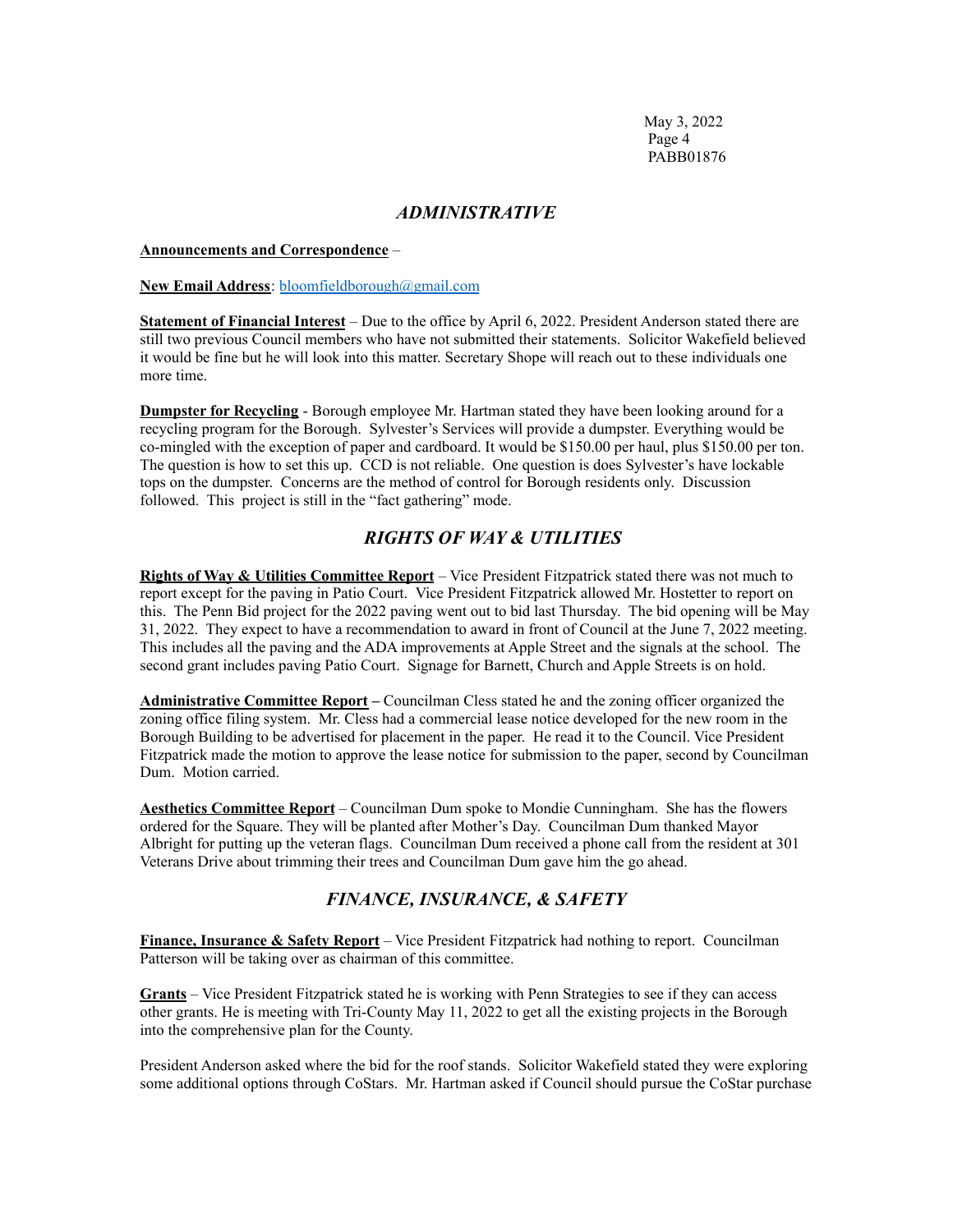## *ADMINISTRATIVE*

**Announcements and Correspondence** –

**New Email Address**: bloomfieldborough@gmail.com

**Statement of Financial Interest** – Due to the office by April 6, 2022. President Anderson stated there are still two previous Council members who have not submitted their statements. Solicitor Wakefield believed it would be fine but he will look into this matter. Secretary Shope will reach out to these individuals one more time.

**Dumpster for Recycling** - Borough employee Mr. Hartman stated they have been looking around for a recycling program for the Borough. Sylvester's Services will provide a dumpster. Everything would be co-mingled with the exception of paper and cardboard. It would be $150.00 per haul, plus $150.00 per ton. The question is how to set this up. CCD is not reliable. One question is does Sylvester's have lockable tops on the dumpster. Concerns are the method of control for Borough residents only. Discussion followed. This project is still in the "fact gathering" mode.

## *RIGHTS OF WAY & UTILITIES*

**Rights of Way & Utilities Committee Report** – Vice President Fitzpatrick stated there was not much to report except for the paving in Patio Court. Vice President Fitzpatrick allowed Mr. Hostetter to report on this. The Penn Bid project for the 2022 paving went out to bid last Thursday. The bid opening will be May 31, 2022. They expect to have a recommendation to award in front of Council at the June 7, 2022 meeting. This includes all the paving and the ADA improvements at Apple Street and the signals at the school. The second grant includes paving Patio Court. Signage for Barnett, Church and Apple Streets is on hold.

**Administrative Committee Report –** Councilman Cless stated he and the zoning officer organized the zoning office filing system. Mr. Cless had a commercial lease notice developed for the new room in the Borough Building to be advertised for placement in the paper. He read it to the Council. Vice President Fitzpatrick made the motion to approve the lease notice for submission to the paper, second by Councilman Dum. Motion carried.

**Aesthetics Committee Report** – Councilman Dum spoke to Mondie Cunningham. She has the flowers ordered for the Square. They will be planted after Mother's Day. Councilman Dum thanked Mayor Albright for putting up the veteran flags. Councilman Dum received a phone call from the resident at 301 Veterans Drive about trimming their trees and Councilman Dum gave him the go ahead.

## *FINANCE, INSURANCE, & SAFETY*

**Finance, Insurance & Safety Report** – Vice President Fitzpatrick had nothing to report. Councilman Patterson will be taking over as chairman of this committee.

**Grants** – Vice President Fitzpatrick stated he is working with Penn Strategies to see if they can access other grants. He is meeting with Tri-County May 11, 2022 to get all the existing projects in the Borough into the comprehensive plan for the County.

President Anderson asked where the bid for the roof stands. Solicitor Wakefield stated they were exploring some additional options through CoStars. Mr. Hartman asked if Council should pursue the CoStar purchase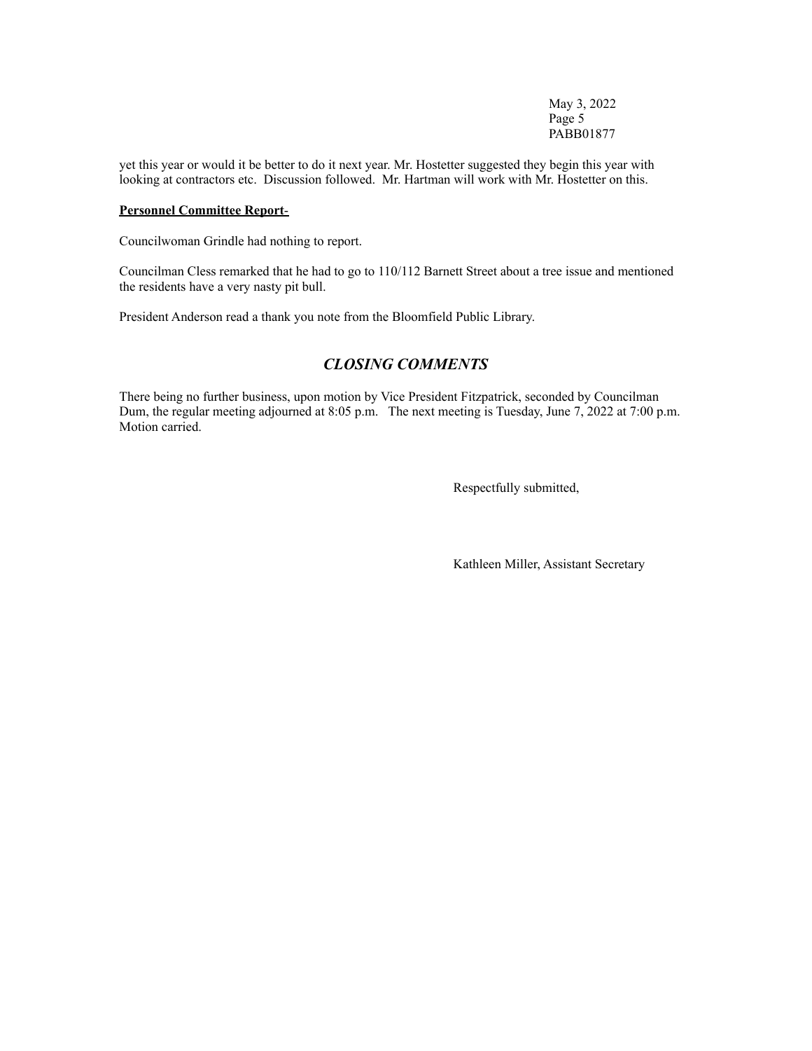yet this year or would it be better to do it next year. Mr. Hostetter suggested they begin this year with looking at contractors etc. Discussion followed. Mr. Hartman will work with Mr. Hostetter on this.

**Personnel Committee Report**-

Councilwoman Grindle had nothing to report.

Councilman Cless remarked that he had to go to 110/112 Barnett Street about a tree issue and mentioned the residents have a very nasty pit bull.

President Anderson read a thank you note from the Bloomfield Public Library.

## *CLOSING COMMENTS*

There being no further business, upon motion by Vice President Fitzpatrick, seconded by Councilman Dum, the regular meeting adjourned at 8:05 p.m. The next meeting is Tuesday, June 7, 2022 at 7:00 p.m. Motion carried.

Respectfully submitted,

Kathleen Miller, Assistant Secretary